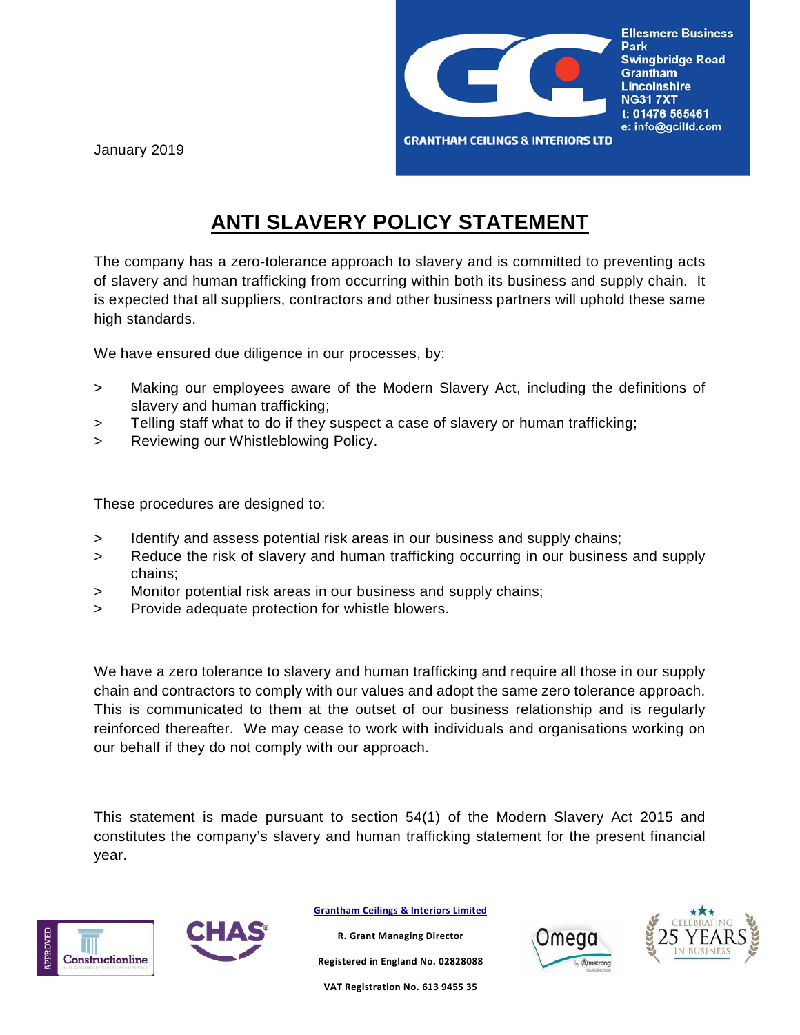Ellesmere Business Park
Swingbridge Road
Grantham
Lincolnshire
NG31 7XT
t: 01476 565461
e: info@gciltd.com

GRANTHAM CEILINGS & INTERIORS LTD

January 2019

# ANTI SLAVERY POLICY STATEMENT

The company has a zero-tolerance approach to slavery and is committed to preventing acts of slavery and human trafficking from occurring within both its business and supply chain. It is expected that all suppliers, contractors and other business partners will uphold these same high standards.

We have ensured due diligence in our processes, by:

> Making our employees aware of the Modern Slavery Act, including the definitions of slavery and human trafficking;
> Telling staff what to do if they suspect a case of slavery or human trafficking;
> Reviewing our Whistleblowing Policy.

These procedures are designed to:

> Identify and assess potential risk areas in our business and supply chains;
> Reduce the risk of slavery and human trafficking occurring in our business and supply chains;
> Monitor potential risk areas in our business and supply chains;
> Provide adequate protection for whistle blowers.

We have a zero tolerance to slavery and human trafficking and require all those in our supply chain and contractors to comply with our values and adopt the same zero tolerance approach. This is communicated to them at the outset of our business relationship and is regularly reinforced thereafter. We may cease to work with individuals and organisations working on our behalf if they do not comply with our approach.

This statement is made pursuant to section 54(1) of the Modern Slavery Act 2015 and constitutes the company's slavery and human trafficking statement for the present financial year.

Grantham Ceilings & Interiors Limited

R. Grant Managing Director

Registered in England No. 02828088

VAT Registration No. 613 9455 35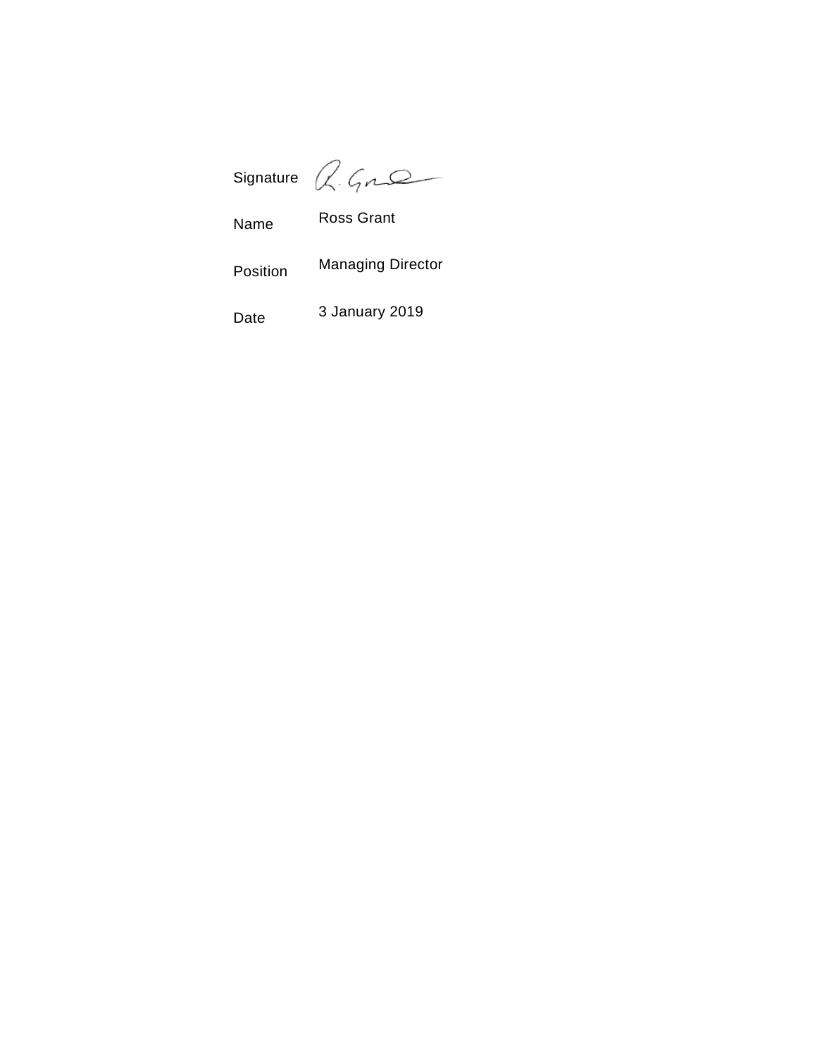| | |
|---|---|
| Signature | R. Grant |
| Name | Ross Grant |
| Position | Managing Director |
| Date | 3 January 2019 |